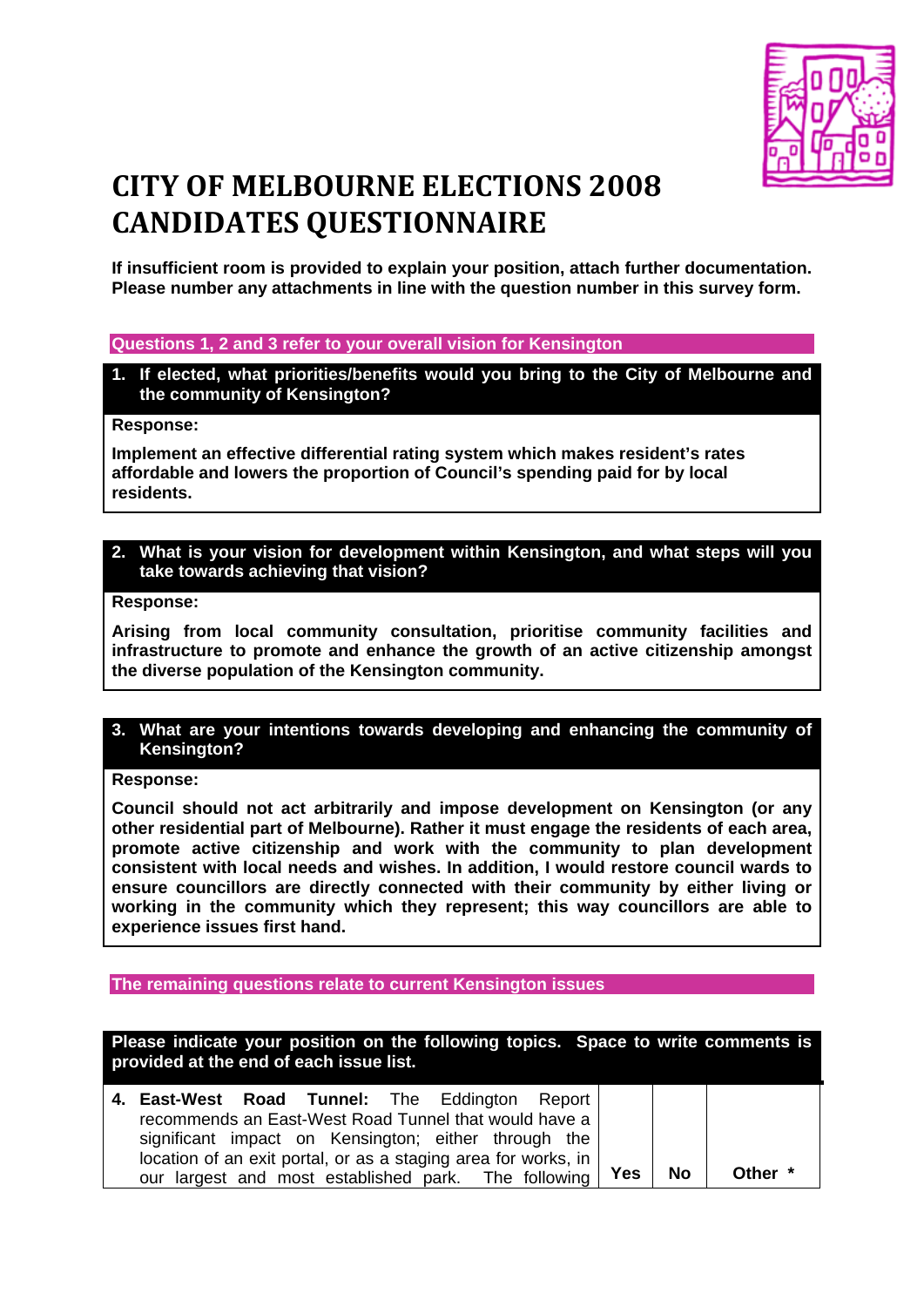# CITY OF MELBOURNE ELECTIONS 2008 CANDIDATES QUESTIONNAIRE

**If insufficient room is provided to explain your position, attach further documentation. Please number any attachments in line with the question number in this survey form.**

**Questions 1, 2 and 3 refer to your overall vision for Kensington**

**1. If elected, what priorities/benefits would you bring to the City of Melbourne and the community of Kensington?**

**Response:**

**Implement an effective differential rating system which makes resident's rates affordable and lowers the proportion of Council's spending paid for by local residents.**

**2. What is your vision for development within Kensington, and what steps will you take towards achieving that vision?**

**Response:**

**Arising from local community consultation, prioritise community facilities and infrastructure to promote and enhance the growth of an active citizenship amongst the diverse population of the Kensington community.**

**3. What are your intentions towards developing and enhancing the community of Kensington?**

**Response:**

**Council should not act arbitrarily and impose development on Kensington (or any other residential part of Melbourne). Rather it must engage the residents of each area, promote active citizenship and work with the community to plan development consistent with local needs and wishes. In addition, I would restore council wards to ensure councillors are directly connected with their community by either living or working in the community which they represent; this way councillors are able to experience issues first hand.**

**The remaining questions relate to current Kensington issues**

**Please indicate your position on the following topics. Space to write comments is provided at the end of each issue list.**

| **4. East-West Road Tunnel:** The Eddington Report recommends an East-West Road Tunnel that would have a significant impact on Kensington; either through the location of an exit portal, or as a staging area for works, in our largest and most established park. The following | **Yes** | **No** | **Other \*** |
|---|---|---|---|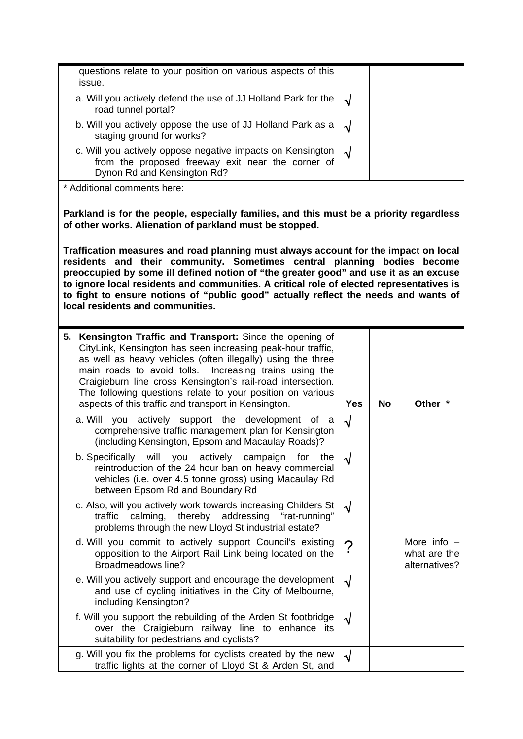| questions relate to your position on various aspects of this issue. | | | |
|---|---|---|---|
| a. Will you actively defend the use of JJ Holland Park for the road tunnel portal? | √ | | |
| b. Will you actively oppose the use of JJ Holland Park as a staging ground for works? | √ | | |
| c. Will you actively oppose negative impacts on Kensington from the proposed freeway exit near the corner of Dynon Rd and Kensington Rd? | √ | | |

* Additional comments here:

**Parkland is for the people, especially families, and this must be a priority regardless of other works. Alienation of parkland must be stopped.**

**Traffication measures and road planning must always account for the impact on local residents and their community. Sometimes central planning bodies become preoccupied by some ill defined notion of "the greater good" and use it as an excuse to ignore local residents and communities. A critical role of elected representatives is to fight to ensure notions of "public good" actually reflect the needs and wants of local residents and communities.**

| 5. **Kensington Traffic and Transport:** Since the opening of CityLink, Kensington has seen increasing peak-hour traffic, as well as heavy vehicles (often illegally) using the three main roads to avoid tolls. Increasing trains using the Craigieburn line cross Kensington's rail-road intersection. The following questions relate to your position on various aspects of this traffic and transport in Kensington. | **Yes** | **No** | **Other \*** |
|---|---|---|---|
| a. Will you actively support the development of a comprehensive traffic management plan for Kensington (including Kensington, Epsom and Macaulay Roads)? | √ | | |
| b. Specifically will you actively campaign for the reintroduction of the 24 hour ban on heavy commercial vehicles (i.e. over 4.5 tonne gross) using Macaulay Rd between Epsom Rd and Boundary Rd | √ | | |
| c. Also, will you actively work towards increasing Childers St traffic calming, thereby addressing "rat-running" problems through the new Lloyd St industrial estate? | √ | | |
| d. Will you commit to actively support Council's existing opposition to the Airport Rail Link being located on the Broadmeadows line? | ? | | More info – what are the alternatives? |
| e. Will you actively support and encourage the development and use of cycling initiatives in the City of Melbourne, including Kensington? | √ | | |
| f. Will you support the rebuilding of the Arden St footbridge over the Craigieburn railway line to enhance its suitability for pedestrians and cyclists? | √ | | |
| g. Will you fix the problems for cyclists created by the new traffic lights at the corner of Lloyd St & Arden St, and | √ | | |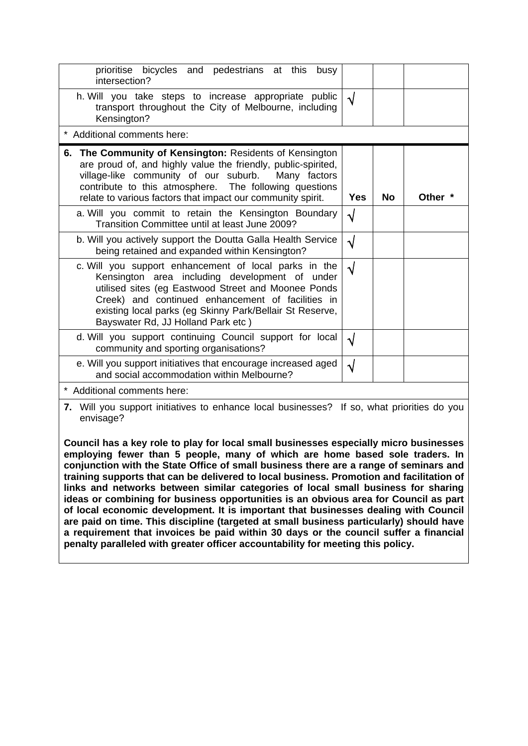| | Yes | No | Other * |
|---|---|---|---|
| prioritise bicycles and pedestrians at this busy intersection? | | | |
| h. Will you take steps to increase appropriate public transport throughout the City of Melbourne, including Kensington? | √ | | |
| * Additional comments here: | | | |

| **6. The Community of Kensington:** Residents of Kensington are proud of, and highly value the friendly, public-spirited, village-like community of our suburb. Many factors contribute to this atmosphere. The following questions relate to various factors that impact our community spirit. | **Yes** | **No** | **Other \*** |
|---|---|---|---|
| a. Will you commit to retain the Kensington Boundary Transition Committee until at least June 2009? | √ | | |
| b. Will you actively support the Doutta Galla Health Service being retained and expanded within Kensington? | √ | | |
| c. Will you support enhancement of local parks in the Kensington area including development of under utilised sites (eg Eastwood Street and Moonee Ponds Creek) and continued enhancement of facilities in existing local parks (eg Skinny Park/Bellair St Reserve, Bayswater Rd, JJ Holland Park etc ) | √ | | |
| d. Will you support continuing Council support for local community and sporting organisations? | √ | | |
| e. Will you support initiatives that encourage increased aged and social accommodation within Melbourne? | √ | | |
| * Additional comments here: | | | |

**7.** Will you support initiatives to enhance local businesses? If so, what priorities do you envisage?

**Council has a key role to play for local small businesses especially micro businesses employing fewer than 5 people, many of which are home based sole traders. In conjunction with the State Office of small business there are a range of seminars and training supports that can be delivered to local business. Promotion and facilitation of links and networks between similar categories of local small business for sharing ideas or combining for business opportunities is an obvious area for Council as part of local economic development. It is important that businesses dealing with Council are paid on time. This discipline (targeted at small business particularly) should have a requirement that invoices be paid within 30 days or the council suffer a financial penalty paralleled with greater officer accountability for meeting this policy.**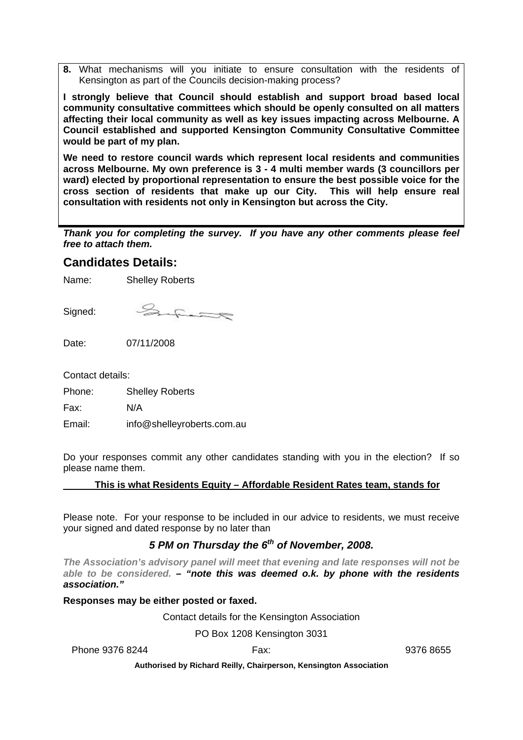**8.** What mechanisms will you initiate to ensure consultation with the residents of Kensington as part of the Councils decision-making process?

**I strongly believe that Council should establish and support broad based local community consultative committees which should be openly consulted on all matters affecting their local community as well as key issues impacting across Melbourne. A Council established and supported Kensington Community Consultative Committee would be part of my plan.**

**We need to restore council wards which represent local residents and communities across Melbourne. My own preference is 3 - 4 multi member wards (3 councillors per ward) elected by proportional representation to ensure the best possible voice for the cross section of residents that make up our City. This will help ensure real consultation with residents not only in Kensington but across the City.**

***Thank you for completing the survey. If you have any other comments please feel free to attach them.***

## Candidates Details:

Name: Shelley Roberts

Signed:

Date: 07/11/2008

Contact details:

Phone: Shelley Roberts

Fax: N/A

Email: info@shelleyroberts.com.au

Do your responses commit any other candidates standing with you in the election? If so please name them.

**<u>This is what Residents Equity – Affordable Resident Rates team, stands for</u>**

Please note. For your response to be included in our advice to residents, we must receive your signed and dated response by no later than

***5 PM on Thursday the 6th of November, 2008.***

***The Association's advisory panel will meet that evening and late responses will not be able to be considered. – "note this was deemed o.k. by phone with the residents association."***

**Responses may be either posted or faxed.**

Contact details for the Kensington Association

PO Box 1208 Kensington 3031

Phone 9376 8244 Fax: 9376 8655

**Authorised by Richard Reilly, Chairperson, Kensington Association**